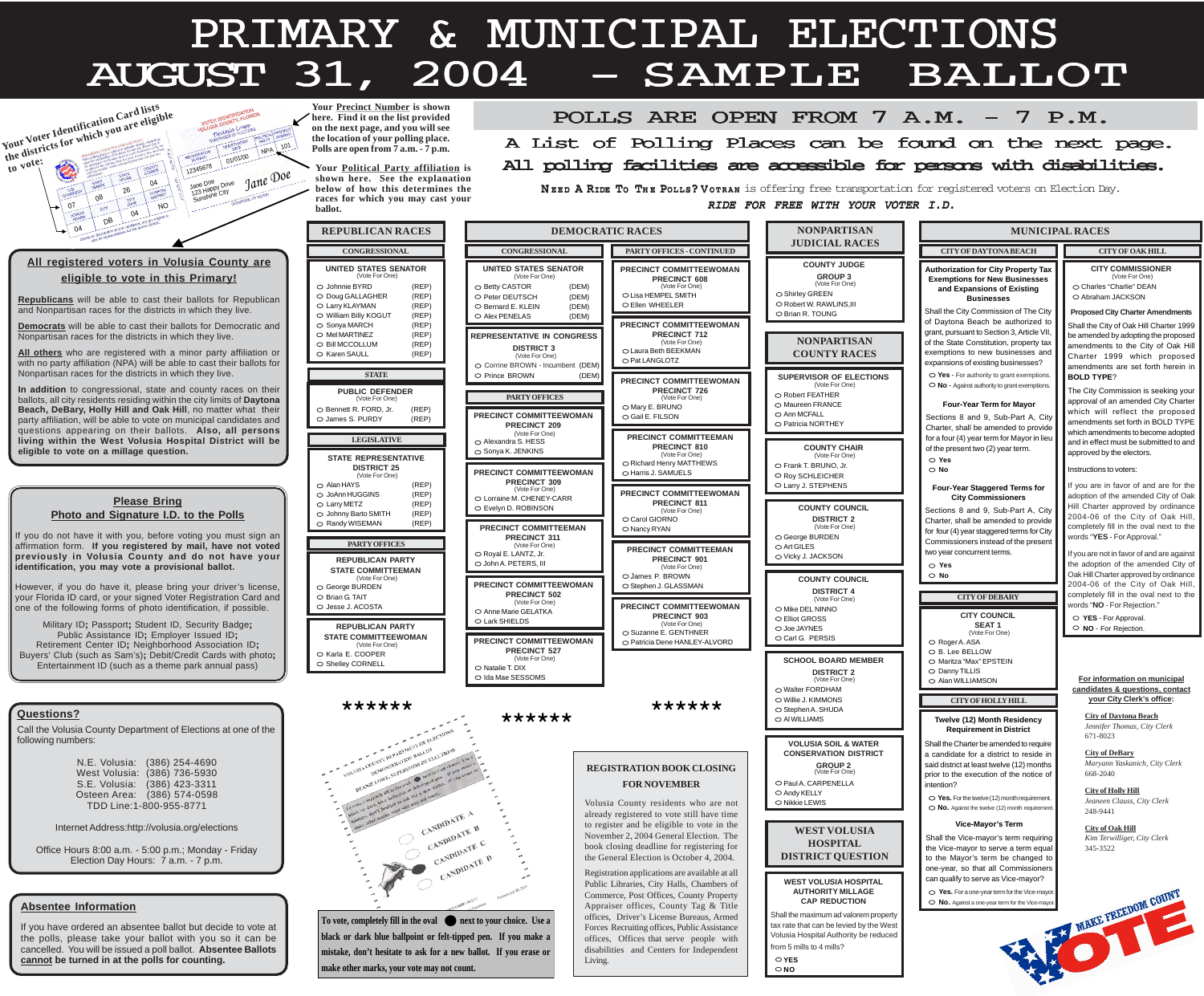# PRIMARY & MUNICIPAL ELECTIONS
# AUGUST 31, 2004 – SAMPLE BALLOT

Your Voter Identification Card lists the districts for which you are eligible to vote:

**Your Precinct Number** is shown here. Find it on the list provided on the next page, and you will see the location of your polling place. Polls are open from 7 a.m. - 7 p.m.

**Your Political Party affiliation** is shown here. See the explanation below of how this determines the races for which you may cast your ballot.

## POLLS ARE OPEN FROM 7 A.M. – 7 P.M.

**A List of Polling Places can be found on the next page.**
**All polling facilities are accessible for persons with disabilities.**

NEED A RIDE TO THE POLLS? VOTRAN is offering free transportation for registered voters on Election Day.
*RIDE FOR FREE WITH YOUR VOTER I.D.*

### All registered voters in Volusia County are eligible to vote in this Primary!

**Republicans** will be able to cast their ballots for Republican and Nonpartisan races for the districts in which they live.

**Democrats** will be able to cast their ballots for Democratic and Nonpartisan races for the districts in which they live.

**All others** who are registered with a minor party affiliation or with no party affiliation (NPA) will be able to cast their ballots for Nonpartisan races for the districts in which they live.

**In addition** to congressional, state and county races on their ballots, all city residents residing within the city limits of **Daytona Beach, DeBary, Holly Hill and Oak Hill**, no matter what their party affiliation, will be able to vote on municipal candidates and questions appearing on their ballots. **Also, all persons living within the West Volusia Hospital District will be eligible to vote on a millage question.**

### Please Bring Photo and Signature I.D. to the Polls

If you do not have it with you, before voting you must sign an affirmation form. **If you registered by mail, have not voted previously in Volusia County and do not have your identification, you may vote a provisional ballot.**

However, if you do have it, please bring your driver's license, your Florida ID card, or your signed Voter Registration Card and one of the following forms of photo identification, if possible.

Military ID; Passport; Student ID, Security Badge; Public Assistance ID; Employer Issued ID; Retirement Center ID; Neighborhood Association ID; Buyers' Club (such as Sam's); Debit/Credit Cards with photo; Entertainment ID (such as a theme park annual pass)

### Questions?

Call the Volusia County Department of Elections at one of the following numbers:

N.E. Volusia: (386) 254-4690
West Volusia: (386) 736-5930
S.E. Volusia: (386) 423-3311
Osteen Area: (386) 574-0598
TDD Line:1-800-955-8771

Internet Address:http://volusia.org/elections

Office Hours 8:00 a.m. - 5:00 p.m.; Monday - Friday
Election Day Hours: 7 a.m. - 7 p.m.

### Absentee Information

If you have ordered an absentee ballot but decide to vote at the polls, please take your ballot with you so it can be cancelled. You will be issued a poll ballot. **Absentee Ballots cannot be turned in at the polls for counting.**

## REPUBLICAN RACES

### CONGRESSIONAL

**UNITED STATES SENATOR** (Vote For One)
- Johnnie BYRD (REP)
- Doug GALLAGHER (REP)
- Larry KLAYMAN (REP)
- William Billy KOGUT (REP)
- Sonya MARCH (REP)
- Mel MARTINEZ (REP)
- Bill McCOLLUM (REP)
- Karen SAULL (REP)

### STATE

**PUBLIC DEFENDER** (Vote For One)
- Bennett R. FORD, Jr. (REP)
- James S. PURDY (REP)

### LEGISLATIVE

**STATE REPRESENTATIVE DISTRICT 25** (Vote For One)
- Alan HAYS (REP)
- JoAnn HUGGINS (REP)
- Larry METZ (REP)
- Johnny Barto SMITH (REP)
- Randy WISEMAN (REP)

### PARTY OFFICES

**REPUBLICAN PARTY STATE COMMITTEEMAN** (Vote For One)
- George BURDEN
- Brian G. TAIT
- Jesse J. ACOSTA

**REPUBLICAN PARTY STATE COMMITTEEWOMAN** (Vote For One)
- Karla E. COOPER
- Shelley CORNELL

## DEMOCRATIC RACES

### CONGRESSIONAL

**UNITED STATES SENATOR** (Vote For One)
- Betty CASTOR (DEM)
- Peter DEUTSCH (DEM)
- Bernard E. KLEIN (DEM)
- Alex PENELAS (DEM)

**REPRESENTATIVE IN CONGRESS DISTRICT 3** (Vote For One)
- Corrine BROWN - Incumbent (DEM)
- Prince BROWN (DEM)

### PARTY OFFICES

**PRECINCT COMMITTEEWOMAN PRECINCT 209** (Vote For One)
- Alexandra S. HESS
- Sonya K. JENKINS

**PRECINCT COMMITTEEWOMAN PRECINCT 309** (Vote For One)
- Lorraine M. CHENEY-CARR
- Evelyn D. ROBINSON

**PRECINCT COMMITTEEMAN PRECINCT 311** (Vote For One)
- Royal E. LANTZ, Jr.
- John A. PETERS, III

**PRECINCT COMMITTEEWOMAN PRECINCT 502** (Vote For One)
- Anne Marie GELATKA
- Lark SHIELDS

**PRECINCT COMMITTEEWOMAN PRECINCT 527** (Vote For One)
- Natalie T. DIX
- Ida Mae SESSOMS

### PARTY OFFICES - CONTINUED

**PRECINCT COMMITTEEWOMAN PRECINCT 608** (Vote For One)
- Lisa HEMPEL SMITH
- Ellen WHEELER

**PRECINCT COMMITTEEWOMAN PRECINCT 712** (Vote For One)
- Laura Beth BEEKMAN
- Pat LANGLOTZ

**PRECINCT COMMITTEEWOMAN PRECINCT 726** (Vote For One)
- Mary E. BRUNO
- Gail E. FILSON

**PRECINCT COMMITTEEMAN PRECINCT 810** (Vote For One)
- Richard Henry MATTHEWS
- Harris J. SAMUELS

**PRECINCT COMMITTEEWOMAN PRECINCT 811** (Vote For One)
- Carol GIORNO
- Nancy RYAN

**PRECINCT COMMITTEEMAN PRECINCT 901** (Vote For One)
- James P. BROWN
- Stephen J. GLASSMAN

**PRECINCT COMMITTEEWOMAN PRECINCT 903** (Vote For One)
- Suzanne E. GENTHNER
- Patricia Dene HANLEY-ALVORD

## NONPARTISAN JUDICIAL RACES

**COUNTY JUDGE GROUP 3** (Vote For One)
- Shirley GREEN
- Robert W. RAWLINS,III
- Brian R. TOUNG

## NONPARTISAN COUNTY RACES

**SUPERVISOR OF ELECTIONS** (Vote For One)
- Robert FEATHER
- Maureen FRANCE
- Ann McFALL
- Patricia NORTHEY

**COUNTY CHAIR** (Vote For One)
- Frank T. BRUNO, Jr.
- Roy SCHLEICHER
- Larry J. STEPHENS

**COUNTY COUNCIL DISTRICT 2** (Vote For One)
- George BURDEN
- Art GILES
- Vicky J. JACKSON

**COUNTY COUNCIL DISTRICT 4** (Vote For One)
- Mike DEL NINNO
- Elliot GROSS
- Joe JAYNES
- Carl G. PERSIS

**SCHOOL BOARD MEMBER DISTRICT 2** (Vote For One)
- Walter FORDHAM
- Willie J. KIMMONS
- Stephen A. SHUDA
- Al WILLIAMS

**VOLUSIA SOIL & WATER CONSERVATION DISTRICT GROUP 2** (Vote For One)
- Paul A. CARPENELLA
- Andy KELLY
- Nikkie LEWIS

## WEST VOLUSIA HOSPITAL DISTRICT QUESTION

**WEST VOLUSIA HOSPITAL AUTHORITY MILLAGE CAP REDUCTION**

Shall the maximum ad valorem property tax rate that can be levied by the West Volusia Hospital Authority be reduced from 5 mills to 4 mills?
- YES
- NO

## MUNICIPAL RACES

### CITY OF DAYTONA BEACH

**Authorization for City Property Tax Exemptions for New Businesses and Expansions of Existing Businesses**

Shall the City Commission of The City of Daytona Beach be authorized to grant, pursuant to Section 3, Article VII, of the State Constitution, property tax exemptions to new businesses and expansions of existing businesses?
- **Yes** - For authority to grant exemptions.
- **No** - Against authority to grant exemptions.

**Four-Year Term for Mayor**

Sections 8 and 9, Sub-Part A, City Charter, shall be amended to provide for a four (4) year term for Mayor in lieu of the present two (2) year term.
- Yes
- No

**Four-Year Staggered Terms for City Commissioners**

Sections 8 and 9, Sub-Part A, City Charter, shall be amended to provide for four (4) year staggered terms for City Commissioners instead of the present two year concurrent terms.
- Yes
- No

### CITY OF DEBARY

**CITY COUNCIL SEAT 1** (Vote For One)
- Roger A. ASA
- B. Lee BELLOW
- Maritza "Max" EPSTEIN
- Danny TILLIS
- Alan WILLIAMSON

### CITY OF HOLLY HILL

**Twelve (12) Month Residency Requirement in District**

Shall the Charter be amended to require a candidate for a district to reside in said district at least twelve (12) months prior to the execution of the notice of intention?
- **Yes.** For the twelve (12) month residency requirement.
- **No.** Against the twelve (12) month residency requirement.

**Vice-Mayor's Term**

Shall the Vice-mayor's term requiring the Vice-mayor to serve a term equal to the Mayor's term be changed to one-year, so that all Commissioners can equally serve as Vice-mayor?
- **Yes.** For a one-year term for the Vice-mayor.
- **No.** Against a one-year term for the Vice-mayor.

### CITY OF OAK HILL

**CITY COMMISSIONER** (Vote For One)
- Charles "Charlie" DEAN
- Abraham JACKSON

**Proposed City Charter Amendments**

Shall the City of Oak Hill Charter 1999 be amended by adopting the proposed amendments to the City of Oak Hill Charter 1999 which proposed amendments are set forth herein in **BOLD TYPE**?

The City Commission is seeking your approval of an amended City Charter which will reflect the proposed amendments set forth in BOLD TYPE which amendments must be adopted and in effect must be submitted to and approved by the electors.

Instructions to voters:

If you are in favor of and are for the adoption of the amended City of Oak Hill Charter approved by ordinance 2004-06 of the City of Oak Hill, completely fill in the oval next to the words "**YES** - For Approval."

If you are not in favor of and are against the adoption of the amended City of Oak Hill Charter approved by ordinance 2004-06 of the City of Oak Hill, completely fill in the oval next to the words "**NO** - For Rejection."
- **YES** - For Approval.
- **NO** - For Rejection.

**For information on municipal candidates & questions, contact your City Clerk's office:**

**City of Daytona Beach**
*Jennifer Thomas, City Clerk*
671-8023

**City of DeBary**
*Maryann Yaskanich, City Clerk*
668-2040

**City of Holly Hill**
*Jeaneen Clauss, City Clerk*
248-9441

**City of Oak Hill**
*Kim Terwilliger, City Clerk*
345-3522

**To vote, completely fill in the oval ● next to your choice. Use a black or dark blue ballpoint or felt-tipped pen. If you make a mistake, don't hesitate to ask for a new ballot. If you erase or make other marks, your vote may not count.**

## REGISTRATION BOOK CLOSING FOR NOVEMBER

Volusia County residents who are not already registered to vote still have time to register and be eligible to vote in the November 2, 2004 General Election. The book closing deadline for registering for the General Election is October 4, 2004.

Registration applications are available at all Public Libraries, City Halls, Chambers of Commerce, Post Offices, County Property Appraiser offices, County Tag & Title offices, Driver's License Bureaus, Armed Forces Recruiting offices, Public Assistance offices, Offices that serve people with disabilities and Centers for Independent Living.

MAKE FREEDOM COUNT – VOTE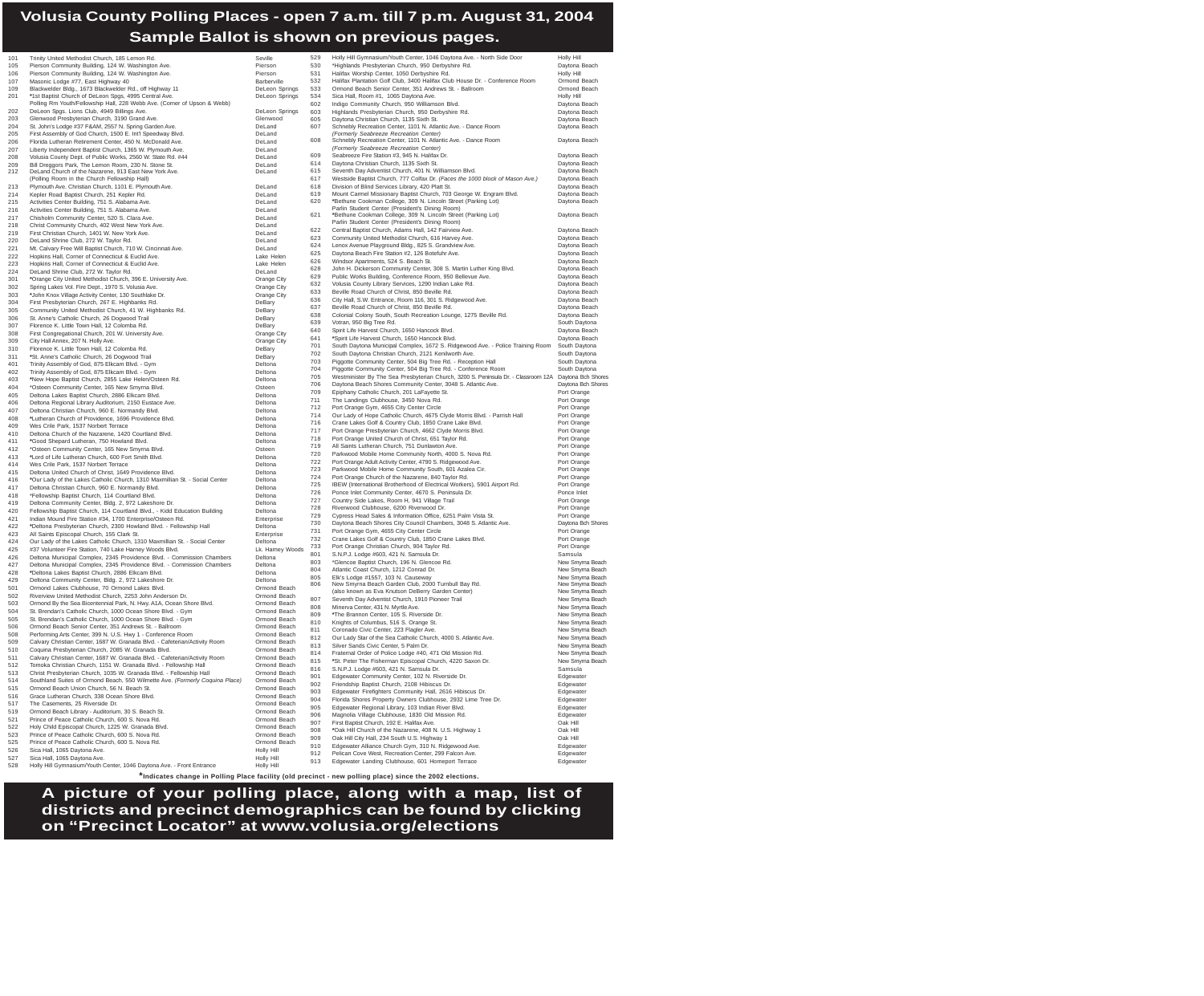# Volusia County Polling Places - open 7 a.m. till 7 p.m. August 31, 2004

## Sample Ballot is shown on previous pages.

| | | |
|---|---|---|
| 101 | Trinity United Methodist Church, 185 Lemon Rd. | Seville |
| 105 | Pierson Community Building, 124 W. Washington Ave. | Pierson |
| 106 | Pierson Community Building, 124 W. Washington Ave. | Pierson |
| 107 | Masonic Lodge #77, East Highway 40 | Barberville |
| 109 | Blackwelder Bldg., 1673 Blackwelder Rd., off Highway 11 | DeLeon Springs |
| 201 | *1st Baptist Church of DeLeon Spgs, 4995 Central Ave. Polling Rm Youth/Fellowship Hall, 228 Webb Ave. (Corner of Upson & Webb) | DeLeon Springs |
| 202 | DeLeon Spgs. Lions Club, 4949 Billings Ave. | DeLeon Springs |
| 203 | Glenwood Presbyterian Church, 3190 Grand Ave. | Glenwood |
| 204 | St. John's Lodge #37 F&AM, 2557 N. Spring Garden Ave. | DeLand |
| 205 | First Assembly of God Church, 1500 E. Int'l Speedway Blvd. | DeLand |
| 206 | Florida Lutheran Retirement Center, 450 N. McDonald Ave. | DeLand |
| 207 | Liberty Independent Baptist Church, 1365 W. Plymouth Ave. | DeLand |
| 208 | Volusia County Dept. of Public Works, 2560 W. State Rd. #44 | DeLand |
| 209 | Bill Dreggors Park, The Lemon Room, 230 N. Stone St. | DeLand |
| 212 | DeLand Church of the Nazarene, 913 East New York Ave. (Polling Room in the Church Fellowship Hall) | DeLand |
| 213 | Plymouth Ave. Christian Church, 1101 E. Plymouth Ave. | DeLand |
| 214 | Kepler Road Baptist Church, 251 Kepler Rd. | DeLand |
| 215 | Activities Center Building, 751 S. Alabama Ave. | DeLand |
| 216 | Activities Center Building, 751 S. Alabama Ave. | DeLand |
| 217 | Chisholm Community Center, 520 S. Clara Ave. | DeLand |
| 218 | Christ Community Church, 402 West New York Ave. | DeLand |
| 219 | First Christian Church, 1401 W. New York Ave. | DeLand |
| 220 | DeLand Shrine Club, 272 W. Taylor Rd. | DeLand |
| 221 | Mt. Calvary Free Will Baptist Church, 710 W. Cincinnati Ave. | DeLand |
| 222 | Hopkins Hall, Corner of Connecticut & Euclid Ave. | Lake Helen |
| 223 | Hopkins Hall, Corner of Connecticut & Euclid Ave. | Lake Helen |
| 224 | DeLand Shrine Club, 272 W. Taylor Rd. | DeLand |
| 301 | *Orange City United Methodist Church, 396 E. University Ave. | Orange City |
| 302 | Spring Lakes Vol. Fire Dept., 1970 S. Volusia Ave. | Orange City |
| 303 | *John Knox Village Activity Center, 130 Southlake Dr. | Orange City |
| 304 | First Presbyterian Church, 267 E. Highbanks Rd. | DeBary |
| 305 | Community United Methodist Church, 41 W. Highbanks Rd. | DeBary |
| 306 | St. Anne's Catholic Church, 26 Dogwood Trail | DeBary |
| 307 | Florence K. Little Town Hall, 12 Colomba Rd. | DeBary |
| 308 | First Congregational Church, 201 W. University Ave. | Orange City |
| 309 | City Hall Annex, 207 N. Holly Ave. | Orange City |
| 310 | Florence K. Little Town Hall, 12 Colomba Rd. | DeBary |
| 311 | *St. Anne's Catholic Church, 26 Dogwood Trail | DeBary |
| 401 | Trinity Assembly of God, 875 Elkcam Blvd. - Gym | Deltona |
| 402 | Trinity Assembly of God, 875 Elkcam Blvd. - Gym | Deltona |
| 403 | *New Hope Baptist Church, 2855 Lake Helen/Osteen Rd. | Deltona |
| 404 | *Osteen Community Center, 165 New Smyrna Blvd. | Osteen |
| 405 | Deltona Lakes Baptist Church, 2886 Elkcam Blvd. | Deltona |
| 406 | Deltona Regional Library Auditorium, 2150 Eustace Ave. | Deltona |
| 407 | Deltona Christian Church, 960 E. Normandy Blvd. | Deltona |
| 408 | *Lutheran Church of Providence, 1696 Providence Blvd. | Deltona |
| 409 | Wes Crile Park, 1537 Norbert Terrace | Deltona |
| 410 | Deltona Church of the Nazarene, 1420 Courtland Blvd. | Deltona |
| 411 | *Good Shepard Lutheran, 750 Howland Blvd. | Deltona |
| 412 | *Osteen Community Center, 165 New Smyrna Blvd. | Osteen |
| 413 | *Lord of Life Lutheran Church, 600 Fort Smith Blvd. | Deltona |
| 414 | Wes Crile Park, 1537 Norbert Terrace | Deltona |
| 415 | Deltona United Church of Christ, 1649 Providence Blvd. | Deltona |
| 416 | *Our Lady of the Lakes Catholic Church, 1310 Maximillian St. - Social Center | Deltona |
| 417 | Deltona Christian Church, 960 E. Normandy Blvd. | Deltona |
| 418 | *Fellowship Baptist Church, 114 Courtland Blvd. | Deltona |
| 419 | Deltona Community Center, Bldg. 2, 972 Lakeshore Dr. | Deltona |
| 420 | Fellowship Baptist Church, 114 Courtland Blvd., - Kidd Education Building | Deltona |
| 421 | Indian Mound Fire Station #34, 1700 Enterprise/Osteen Rd. | Enterprise |
| 422 | *Deltona Presbyterian Church, 2300 Howland Blvd. - Fellowship Hall | Deltona |
| 423 | All Saints Episcopal Church, 155 Clark St. | Enterprise |
| 424 | Our Lady of the Lakes Catholic Church, 1310 Maximillian St. - Social Center | Deltona |
| 425 | #37 Volunteer Fire Station, 740 Lake Harney Woods Blvd. | Lk. Harney Woods |
| 426 | Deltona Municipal Complex, 2345 Providence Blvd. - Commission Chambers | Deltona |
| 427 | Deltona Municipal Complex, 2345 Providence Blvd. - Commission Chambers | Deltona |
| 428 | *Deltona Lakes Baptist Church, 2886 Elkcam Blvd. | Deltona |
| 429 | Deltona Community Center, Bldg. 2, 972 Lakeshore Dr. | Deltona |
| 501 | Ormond Lakes Clubhouse, 70 Ormond Lakes Blvd. | Ormond Beach |
| 502 | Riverview United Methodist Church, 2253 John Anderson Dr. | Ormond Beach |
| 503 | Ormond By the Sea Bicentennial Park, N. Hwy. A1A, Ocean Shore Blvd. | Ormond Beach |
| 504 | St. Brendan's Catholic Church, 1000 Ocean Shore Blvd. - Gym | Ormond Beach |
| 505 | St. Brendan's Catholic Church, 1000 Ocean Shore Blvd. - Gym | Ormond Beach |
| 506 | Ormond Beach Senior Center, 351 Andrews St. - Ballroom | Ormond Beach |
| 508 | Performing Arts Center, 399 N. U.S. Hwy 1 - Conference Room | Ormond Beach |
| 509 | Calvary Christian Center, 1687 W. Granada Blvd. - Cafeterian/Activity Room | Ormond Beach |
| 510 | Coquina Presbyterian Church, 2085 W. Granada Blvd. | Ormond Beach |
| 511 | Calvary Christian Center, 1687 W. Granada Blvd. - Cafeterian/Activity Room | Ormond Beach |
| 512 | Tomoka Christian Church, 1151 W. Granada Blvd. - Fellowship Hall | Ormond Beach |
| 513 | Christ Presbyterian Church, 1035 W. Granada Blvd. - Fellowship Hall | Ormond Beach |
| 514 | Southland Suites of Ormond Beach, 550 Wilmette Ave. *(Formerly Coquina Place)* | Ormond Beach |
| 515 | Ormond Beach Union Church, 56 N. Beach St. | Ormond Beach |
| 516 | Grace Lutheran Church, 338 Ocean Shore Blvd. | Ormond Beach |
| 517 | The Casements, 25 Riverside Dr. | Ormond Beach |
| 519 | Ormond Beach Library - Auditorium, 30 S. Beach St. | Ormond Beach |
| 521 | Prince of Peace Catholic Church, 600 S. Nova Rd. | Ormond Beach |
| 522 | Holy Child Episcopal Church, 1225 W. Granada Blvd. | Ormond Beach |
| 523 | Prince of Peace Catholic Church, 600 S. Nova Rd. | Ormond Beach |
| 525 | Prince of Peace Catholic Church, 600 S. Nova Rd. | Ormond Beach |
| 526 | Sica Hall, 1065 Daytona Ave. | Holly Hill |
| 527 | Sica Hall, 1065 Daytona Ave. | Holly Hill |
| 528 | Holly Hill Gymnasium/Youth Center, 1046 Daytona Ave. - Front Entrance | Holly Hill |
| 529 | Holly Hill Gymnasium/Youth Center, 1046 Daytona Ave. - North Side Door | Holly Hill |
| 530 | *Highlands Presbyterian Church, 950 Derbyshire Rd. | Daytona Beach |
| 531 | Halifax Worship Center, 1050 Derbyshire Rd. | Holly Hill |
| 532 | Halifax Plantation Golf Club, 3400 Halifax Club House Dr. - Conference Room | Ormond Beach |
| 533 | Ormond Beach Senior Center, 351 Andrews St. - Ballroom | Ormond Beach |
| 534 | Sica Hall, Room #1, 1065 Daytona Ave. | Holly Hill |
| 602 | Indigo Community Church, 950 Williamson Blvd. | Daytona Beach |
| 603 | Highlands Presbyterian Church, 950 Derbyshire Rd. | Daytona Beach |
| 605 | Daytona Christian Church, 1135 Sixth St. | Daytona Beach |
| 607 | Schnebly Recreation Center, 1101 N. Atlantic Ave. - Dance Room *(Formerly Seabreeze Recreation Center)* | Daytona Beach |
| 608 | Schnebly Recreation Center, 1101 N. Atlantic Ave. - Dance Room *(Formerly Seabreeze Recreation Center)* | Daytona Beach |
| 609 | Seabreeze Fire Station #3, 945 N. Halifax Dr. | Daytona Beach |
| 614 | Daytona Christian Church, 1135 Sixth St. | Daytona Beach |
| 615 | Seventh Day Adventist Church, 401 N. Williamson Blvd. | Daytona Beach |
| 617 | Westside Baptist Church, 777 Colfax Dr. *(Faces the 1000 block of Mason Ave.)* | Daytona Beach |
| 618 | Division of Blind Services Library, 420 Platt St. | Daytona Beach |
| 619 | Mount Carmel Missionary Baptist Church, 703 George W. Engram Blvd. | Daytona Beach |
| 620 | *Bethune Cookman College, 309 N. Lincoln Street (Parking Lot) Parlin Student Center (President's Dining Room) | Daytona Beach |
| 621 | *Bethune Cookman College, 309 N. Lincoln Street (Parking Lot) Parlin Student Center (President's Dining Room) | Daytona Beach |
| 622 | Central Baptist Church, Adams Hall, 142 Fairview Ave. | Daytona Beach |
| 623 | Community United Methodist Church, 616 Harvey Ave. | Daytona Beach |
| 624 | Lenox Avenue Playground Bldg., 825 S. Grandview Ave. | Daytona Beach |
| 625 | Daytona Beach Fire Station #2, 126 Botefuhr Ave. | Daytona Beach |
| 626 | Windsor Apartments, 524 S. Beach St. | Daytona Beach |
| 628 | John H. Dickerson Community Center, 308 S. Martin Luther King Blvd. | Daytona Beach |
| 629 | Public Works Building, Conference Room, 950 Bellevue Ave. | Daytona Beach |
| 632 | Volusia County Library Services, 1290 Indian Lake Rd. | Daytona Beach |
| 633 | Beville Road Church of Christ, 850 Beville Rd. | Daytona Beach |
| 636 | City Hall, S.W. Entrance, Room 116, 301 S. Ridgewood Ave. | Daytona Beach |
| 637 | Beville Road Church of Christ, 850 Beville Rd. | Daytona Beach |
| 638 | Colonial Colony South, South Recreation Lounge, 1275 Beville Rd. | Daytona Beach |
| 639 | Votran, 950 Big Tree Rd. | South Daytona |
| 640 | Spirit Life Harvest Church, 1650 Hancock Blvd. | Daytona Beach |
| 641 | *Spirit Life Harvest Church, 1650 Hancock Blvd. | Daytona Beach |
| 701 | South Daytona Municipal Complex, 1672 S. Ridgewood Ave. - Police Training Room | South Daytona |
| 702 | South Daytona Christian Church, 2121 Kenilworth Ave. | South Daytona |
| 703 | Piggotte Community Center, 504 Big Tree Rd. - Reception Hall | South Daytona |
| 704 | Piggotte Community Center, 504 Big Tree Rd. - Conference Room | South Daytona |
| 705 | Westminister By The Sea Presbyterian Church, 3200 S. Peninsula Dr. - Classroom 12A | Daytona Bch Shores |
| 706 | Daytona Beach Shores Community Center, 3048 S. Atlantic Ave. | Daytona Bch Shores |
| 709 | Epiphany Catholic Church, 201 LaFayette St. | Port Orange |
| 711 | The Landings Clubhouse, 3450 Nova Rd. | Port Orange |
| 712 | Port Orange Gym, 4655 City Center Circle | Port Orange |
| 714 | Our Lady of Hope Catholic Church, 4675 Clyde Morris Blvd. - Parrish Hall | Port Orange |
| 716 | Crane Lakes Golf & Country Club, 1850 Crane Lake Blvd. | Port Orange |
| 717 | Port Orange Presbyterian Church, 4662 Clyde Morris Blvd. | Port Orange |
| 718 | Port Orange United Church of Christ, 651 Taylor Rd. | Port Orange |
| 719 | All Saints Lutheran Church, 751 Dunlawton Ave. | Port Orange |
| 720 | Parkwood Mobile Home Community North, 4000 S. Nova Rd. | Port Orange |
| 722 | Port Orange Adult Activity Center, 4790 S. Ridgewood Ave. | Port Orange |
| 723 | Parkwood Mobile Home Community South, 601 Azalea Cir. | Port Orange |
| 724 | Port Orange Church of the Nazarene, 840 Taylor Rd. | Port Orange |
| 725 | IBEW (International Brotherhood of Electrical Workers), 5901 Airport Rd. | Port Orange |
| 726 | Ponce Inlet Community Center, 4670 S. Peninsula Dr. | Ponce Inlet |
| 727 | Country Side Lakes, Room H, 941 Village Trail | Port Orange |
| 728 | Riverwood Clubhouse, 6200 Riverwood Dr. | Port Orange |
| 729 | Cypress Head Sales & Information Office, 6251 Palm Vista St. | Port Orange |
| 730 | Daytona Beach Shores City Council Chambers, 3048 S. Atlantic Ave. | Daytona Bch Shores |
| 731 | Port Orange Gym, 4655 City Center Circle | Port Orange |
| 732 | Crane Lakes Golf & Country Club, 1850 Crane Lakes Blvd. | Port Orange |
| 733 | Port Orange Christian Church, 904 Taylor Rd. | Port Orange |
| 801 | S.N.P.J. Lodge #603, 421 N. Samsula Dr. | Samsula |
| 803 | *Glencoe Baptist Church, 196 N. Glencoe Rd. | New Smyrna Beach |
| 804 | Atlantic Coast Church, 1212 Conrad Dr. | New Smyrna Beach |
| 805 | Elk's Lodge #1557, 103 N. Causeway | New Smyrna Beach |
| 806 | New Smyrna Beach Garden Club, 2000 Turnbull Bay Rd. (also known as Eva Knutson DeBerry Garden Center) | New Smyrna Beach |
| 807 | Seventh Day Adventist Church, 1910 Pioneer Trail | New Smyrna Beach |
| 808 | Minerva Center, 431 N. Myrtle Ave. | New Smyrna Beach |
| 809 | *The Brannon Center, 105 S. Riverside Dr. | New Smyrna Beach |
| 810 | Knights of Columbus, 516 S. Orange St. | New Smyrna Beach |
| 811 | Coronado Civic Center, 223 Flagler Ave. | New Smyrna Beach |
| 812 | Our Lady Star of the Sea Catholic Church, 4000 S. Atlantic Ave. | New Smyrna Beach |
| 813 | Silver Sands Civic Center, 5 Palm Dr. | New Smyrna Beach |
| 814 | Fraternal Order of Police Lodge #40, 471 Old Mission Rd. | New Smyrna Beach |
| 815 | *St. Peter The Fisherman Episcopal Church, 4220 Saxon Dr. | New Smyrna Beach |
| 816 | S.N.P.J. Lodge #603, 421 N. Samsula Dr. | Samsula |
| 901 | Edgewater Community Center, 102 N. Riverside Dr. | Edgewater |
| 902 | Friendship Baptist Church, 2108 Hibiscus Dr. | Edgewater |
| 903 | Edgewater Firefighters Community Hall, 2616 Hibiscus Dr. | Edgewater |
| 904 | Florida Shores Property Owners Clubhouse, 2932 Lime Tree Dr. | Edgewater |
| 905 | Edgewater Regional Library, 103 Indian River Blvd. | Edgewater |
| 906 | Magnolia Village Clubhouse, 1830 Old Mission Rd. | Edgewater |
| 907 | First Baptist Church, 192 E. Halifax Ave. | Oak Hill |
| 908 | *Oak Hill Church of the Nazarene, 408 N. U.S. Highway 1 | Oak Hill |
| 909 | Oak Hill City Hall, 234 South U.S. Highway 1 | Oak Hill |
| 910 | Edgewater Alliance Church Gym, 310 N. Ridgewood Ave. | Edgewater |
| 912 | Pelican Cove West, Recreation Center, 299 Falcon Ave. | Edgewater |
| 913 | Edgewater Landing Clubhouse, 601 Homeport Terrace | Edgewater |

*Indicates change in Polling Place facility (old precinct - new polling place) since the 2002 elections.

**A picture of your polling place, along with a map, list of districts and precinct demographics can be found by clicking on "Precinct Locator" at www.volusia.org/elections**